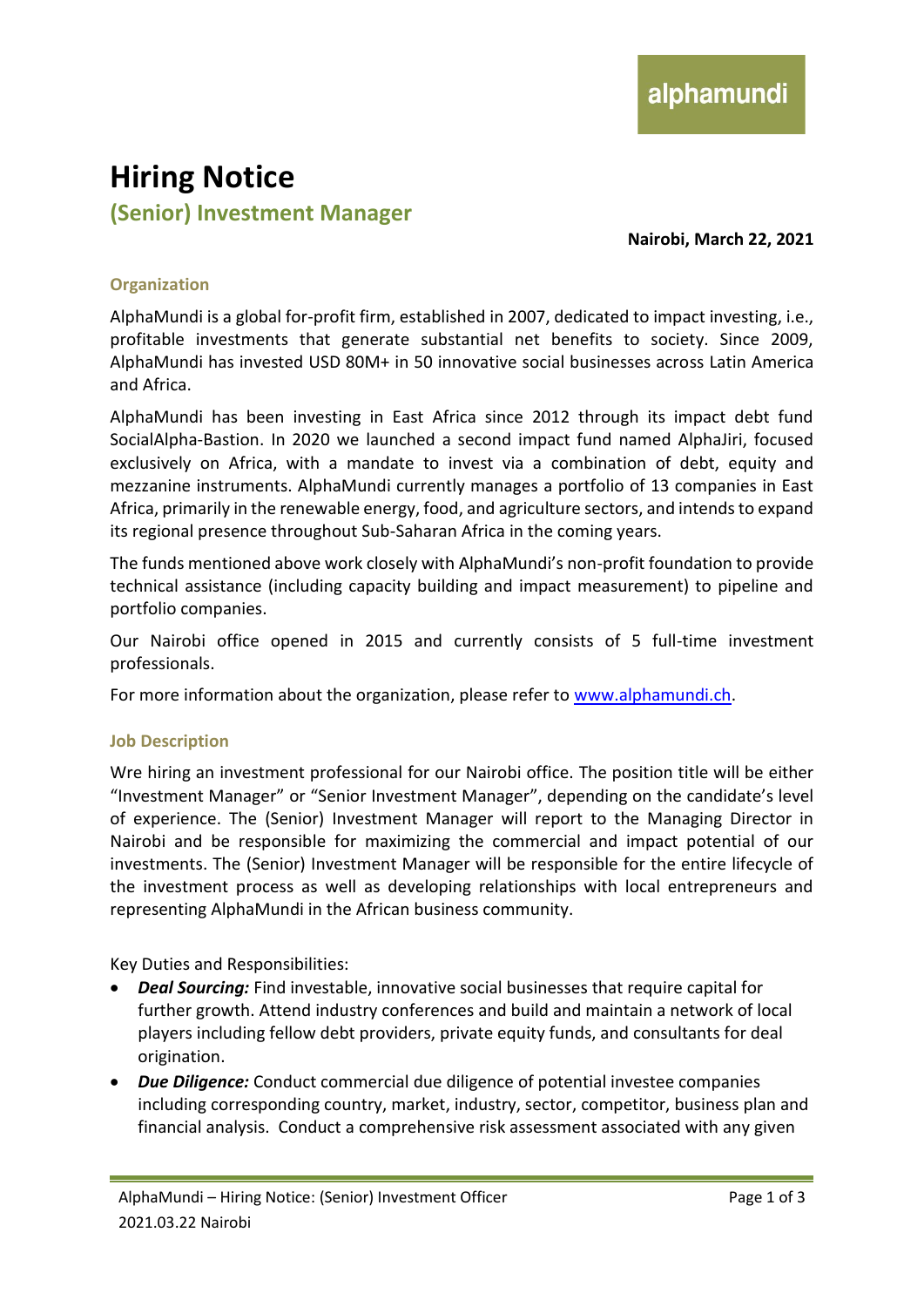alphamundi

# Hiring Notice

## (Senior) Investment Manager

**Nairobi, March 22, 2021**

### Organization

AlphaMundi is a global for-profit firm, established in 2007, dedicated to impact investing, i.e., profitable investments that generate substantial net benefits to society. Since 2009, AlphaMundi has invested USD 80M+ in 50 innovative social businesses across Latin America and Africa.

AlphaMundi has been investing in East Africa since 2012 through its impact debt fund SocialAlpha-Bastion. In 2020 we launched a second impact fund named AlphaJiri, focused exclusively on Africa, with a mandate to invest via a combination of debt, equity and mezzanine instruments. AlphaMundi currently manages a portfolio of 13 companies in East Africa, primarily in the renewable energy, food, and agriculture sectors, and intends to expand its regional presence throughout Sub-Saharan Africa in the coming years.

The funds mentioned above work closely with AlphaMundi's non-profit foundation to provide technical assistance (including capacity building and impact measurement) to pipeline and portfolio companies.

Our Nairobi office opened in 2015 and currently consists of 5 full-time investment professionals.

For more information about the organization, please refer to [www.alphamundi.ch](www.alphamundi.ch).

### Job Description

Wre hiring an investment professional for our Nairobi office. The position title will be either "Investment Manager" or "Senior Investment Manager", depending on the candidate's level of experience. The (Senior) Investment Manager will report to the Managing Director in Nairobi and be responsible for maximizing the commercial and impact potential of our investments. The (Senior) Investment Manager will be responsible for the entire lifecycle of the investment process as well as developing relationships with local entrepreneurs and representing AlphaMundi in the African business community.

Key Duties and Responsibilities:

- ***Deal Sourcing:*** Find investable, innovative social businesses that require capital for further growth. Attend industry conferences and build and maintain a network of local players including fellow debt providers, private equity funds, and consultants for deal origination.
- ***Due Diligence:*** Conduct commercial due diligence of potential investee companies including corresponding country, market, industry, sector, competitor, business plan and financial analysis. Conduct a comprehensive risk assessment associated with any given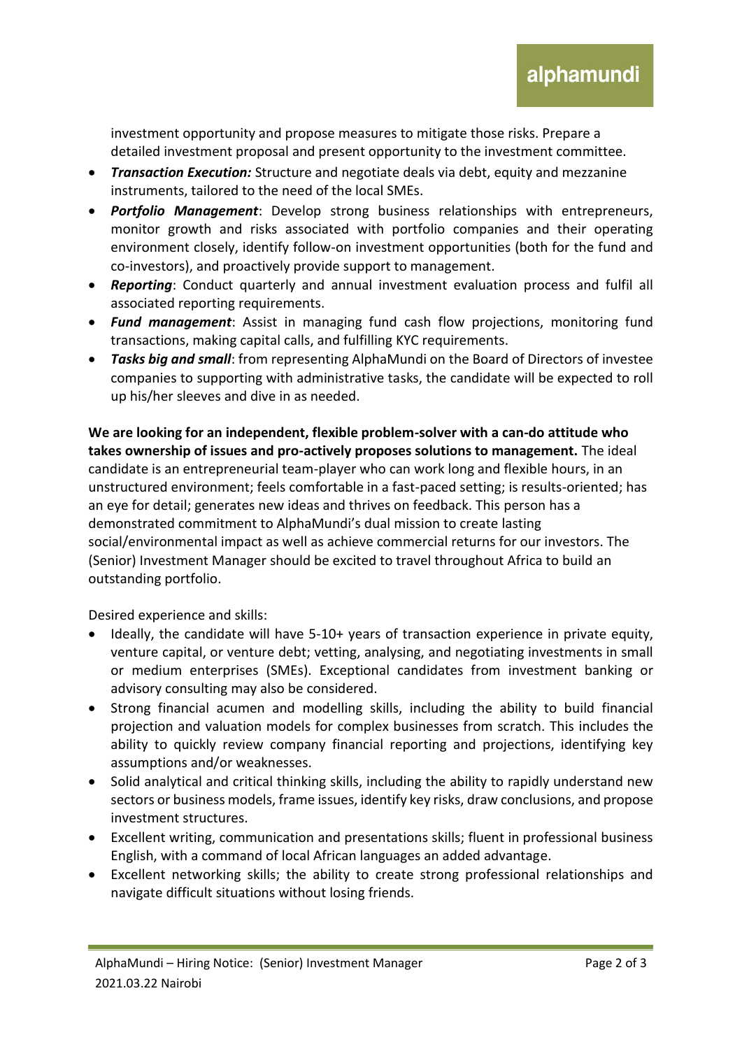investment opportunity and propose measures to mitigate those risks. Prepare a detailed investment proposal and present opportunity to the investment committee.

- ***Transaction Execution:*** Structure and negotiate deals via debt, equity and mezzanine instruments, tailored to the need of the local SMEs.
- ***Portfolio Management***: Develop strong business relationships with entrepreneurs, monitor growth and risks associated with portfolio companies and their operating environment closely, identify follow-on investment opportunities (both for the fund and co-investors), and proactively provide support to management.
- ***Reporting***: Conduct quarterly and annual investment evaluation process and fulfil all associated reporting requirements.
- ***Fund management***: Assist in managing fund cash flow projections, monitoring fund transactions, making capital calls, and fulfilling KYC requirements.
- ***Tasks big and small***: from representing AlphaMundi on the Board of Directors of investee companies to supporting with administrative tasks, the candidate will be expected to roll up his/her sleeves and dive in as needed.

**We are looking for an independent, flexible problem-solver with a can-do attitude who takes ownership of issues and pro-actively proposes solutions to management.** The ideal candidate is an entrepreneurial team-player who can work long and flexible hours, in an unstructured environment; feels comfortable in a fast-paced setting; is results-oriented; has an eye for detail; generates new ideas and thrives on feedback. This person has a demonstrated commitment to AlphaMundi's dual mission to create lasting social/environmental impact as well as achieve commercial returns for our investors. The (Senior) Investment Manager should be excited to travel throughout Africa to build an outstanding portfolio.

Desired experience and skills:

- Ideally, the candidate will have 5-10+ years of transaction experience in private equity, venture capital, or venture debt; vetting, analysing, and negotiating investments in small or medium enterprises (SMEs). Exceptional candidates from investment banking or advisory consulting may also be considered.
- Strong financial acumen and modelling skills, including the ability to build financial projection and valuation models for complex businesses from scratch. This includes the ability to quickly review company financial reporting and projections, identifying key assumptions and/or weaknesses.
- Solid analytical and critical thinking skills, including the ability to rapidly understand new sectors or business models, frame issues, identify key risks, draw conclusions, and propose investment structures.
- Excellent writing, communication and presentations skills; fluent in professional business English, with a command of local African languages an added advantage.
- Excellent networking skills; the ability to create strong professional relationships and navigate difficult situations without losing friends.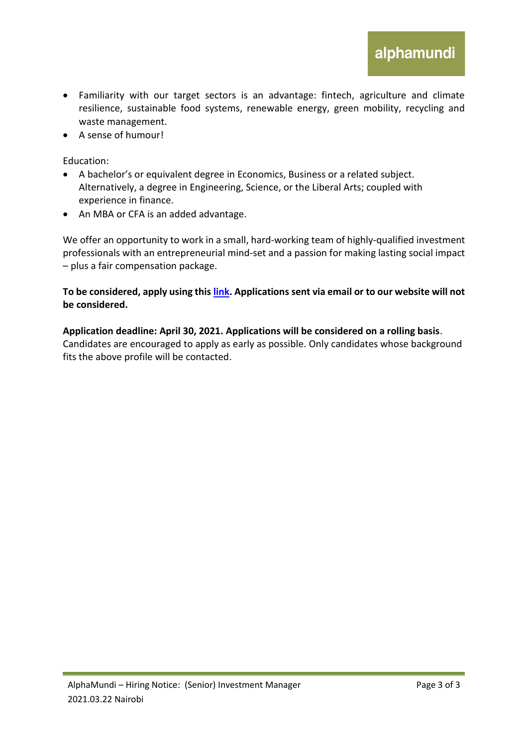- Familiarity with our target sectors is an advantage: fintech, agriculture and climate resilience, sustainable food systems, renewable energy, green mobility, recycling and waste management.
- A sense of humour!

Education:

- A bachelor's or equivalent degree in Economics, Business or a related subject. Alternatively, a degree in Engineering, Science, or the Liberal Arts; coupled with experience in finance.
- An MBA or CFA is an added advantage.

We offer an opportunity to work in a small, hard-working team of highly-qualified investment professionals with an entrepreneurial mind-set and a passion for making lasting social impact – plus a fair compensation package.

**To be considered, apply using this link. Applications sent via email or to our website will not be considered.**

**Application deadline: April 30, 2021. Applications will be considered on a rolling basis**. Candidates are encouraged to apply as early as possible. Only candidates whose background fits the above profile will be contacted.